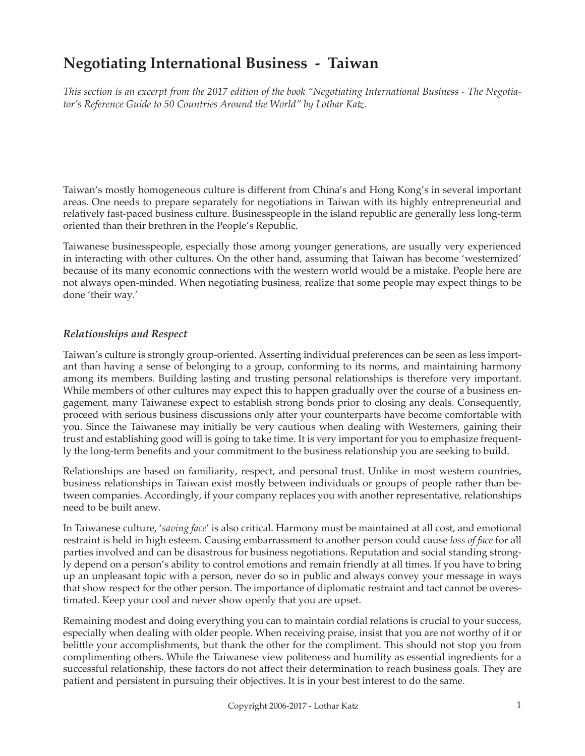# Negotiating International Business - Taiwan

*This section is an excerpt from the 2017 edition of the book "Negotiating International Business - The Negotiator's Reference Guide to 50 Countries Around the World" by Lothar Katz.*

Taiwan's mostly homogeneous culture is different from China's and Hong Kong's in several important areas. One needs to prepare separately for negotiations in Taiwan with its highly entrepreneurial and relatively fast-paced business culture. Businesspeople in the island republic are generally less long-term oriented than their brethren in the People's Republic.

Taiwanese businesspeople, especially those among younger generations, are usually very experienced in interacting with other cultures. On the other hand, assuming that Taiwan has become 'westernized' because of its many economic connections with the western world would be a mistake. People here are not always open-minded. When negotiating business, realize that some people may expect things to be done 'their way.'

### *Relationships and Respect*

Taiwan's culture is strongly group-oriented. Asserting individual preferences can be seen as less important than having a sense of belonging to a group, conforming to its norms, and maintaining harmony among its members. Building lasting and trusting personal relationships is therefore very important. While members of other cultures may expect this to happen gradually over the course of a business engagement, many Taiwanese expect to establish strong bonds prior to closing any deals. Consequently, proceed with serious business discussions only after your counterparts have become comfortable with you. Since the Taiwanese may initially be very cautious when dealing with Westerners, gaining their trust and establishing good will is going to take time. It is very important for you to emphasize frequently the long-term benefits and your commitment to the business relationship you are seeking to build.

Relationships are based on familiarity, respect, and personal trust. Unlike in most western countries, business relationships in Taiwan exist mostly between individuals or groups of people rather than between companies. Accordingly, if your company replaces you with another representative, relationships need to be built anew.

In Taiwanese culture, '*saving face*' is also critical. Harmony must be maintained at all cost, and emotional restraint is held in high esteem. Causing embarrassment to another person could cause *loss of face* for all parties involved and can be disastrous for business negotiations. Reputation and social standing strongly depend on a person's ability to control emotions and remain friendly at all times. If you have to bring up an unpleasant topic with a person, never do so in public and always convey your message in ways that show respect for the other person. The importance of diplomatic restraint and tact cannot be overestimated. Keep your cool and never show openly that you are upset.

Remaining modest and doing everything you can to maintain cordial relations is crucial to your success, especially when dealing with older people. When receiving praise, insist that you are not worthy of it or belittle your accomplishments, but thank the other for the compliment. This should not stop you from complimenting others. While the Taiwanese view politeness and humility as essential ingredients for a successful relationship, these factors do not affect their determination to reach business goals. They are patient and persistent in pursuing their objectives. It is in your best interest to do the same.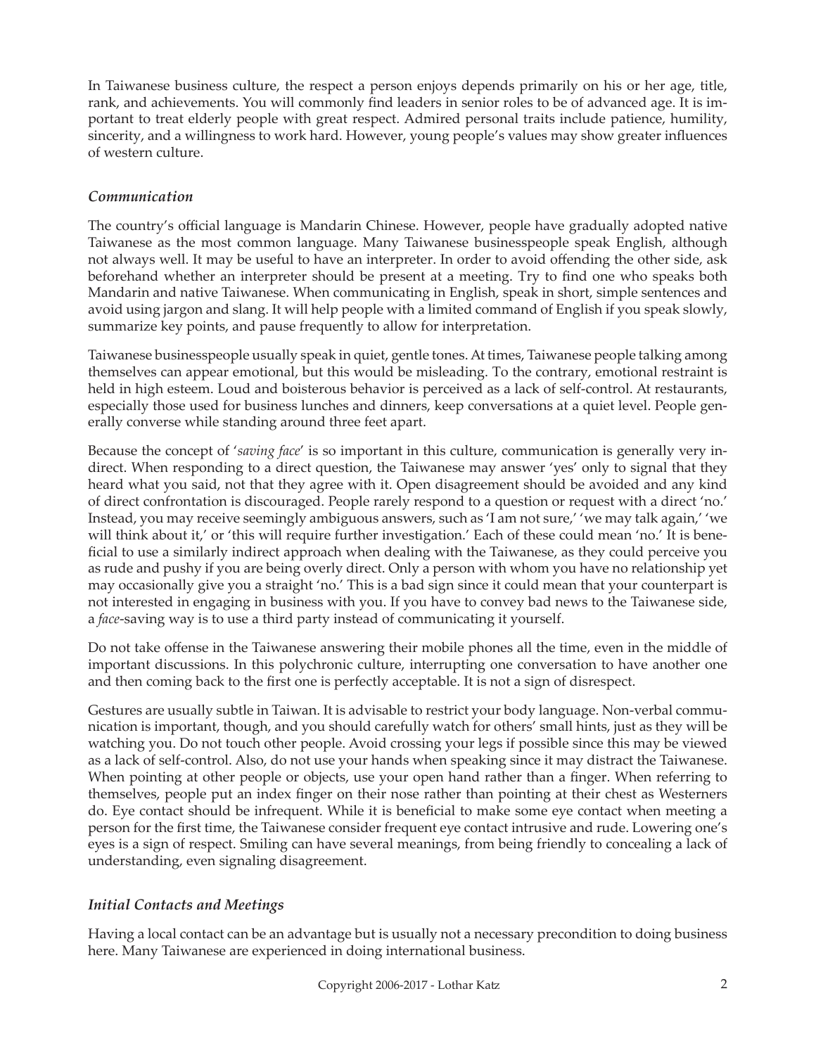In Taiwanese business culture, the respect a person enjoys depends primarily on his or her age, title, rank, and achievements. You will commonly find leaders in senior roles to be of advanced age. It is important to treat elderly people with great respect. Admired personal traits include patience, humility, sincerity, and a willingness to work hard. However, young people's values may show greater influences of western culture.

### *Communication*

The country's official language is Mandarin Chinese. However, people have gradually adopted native Taiwanese as the most common language. Many Taiwanese businesspeople speak English, although not always well. It may be useful to have an interpreter. In order to avoid offending the other side, ask beforehand whether an interpreter should be present at a meeting. Try to find one who speaks both Mandarin and native Taiwanese. When communicating in English, speak in short, simple sentences and avoid using jargon and slang. It will help people with a limited command of English if you speak slowly, summarize key points, and pause frequently to allow for interpretation.

Taiwanese businesspeople usually speak in quiet, gentle tones. At times, Taiwanese people talking among themselves can appear emotional, but this would be misleading. To the contrary, emotional restraint is held in high esteem. Loud and boisterous behavior is perceived as a lack of self-control. At restaurants, especially those used for business lunches and dinners, keep conversations at a quiet level. People generally converse while standing around three feet apart.

Because the concept of '*saving face*' is so important in this culture, communication is generally very indirect. When responding to a direct question, the Taiwanese may answer 'yes' only to signal that they heard what you said, not that they agree with it. Open disagreement should be avoided and any kind of direct confrontation is discouraged. People rarely respond to a question or request with a direct 'no.' Instead, you may receive seemingly ambiguous answers, such as 'I am not sure,' 'we may talk again,' 'we will think about it,' or 'this will require further investigation.' Each of these could mean 'no.' It is beneficial to use a similarly indirect approach when dealing with the Taiwanese, as they could perceive you as rude and pushy if you are being overly direct. Only a person with whom you have no relationship yet may occasionally give you a straight 'no.' This is a bad sign since it could mean that your counterpart is not interested in engaging in business with you. If you have to convey bad news to the Taiwanese side, a *face*-saving way is to use a third party instead of communicating it yourself.

Do not take offense in the Taiwanese answering their mobile phones all the time, even in the middle of important discussions. In this polychronic culture, interrupting one conversation to have another one and then coming back to the first one is perfectly acceptable. It is not a sign of disrespect.

Gestures are usually subtle in Taiwan. It is advisable to restrict your body language. Non-verbal communication is important, though, and you should carefully watch for others' small hints, just as they will be watching you. Do not touch other people. Avoid crossing your legs if possible since this may be viewed as a lack of self-control. Also, do not use your hands when speaking since it may distract the Taiwanese. When pointing at other people or objects, use your open hand rather than a finger. When referring to themselves, people put an index finger on their nose rather than pointing at their chest as Westerners do. Eye contact should be infrequent. While it is beneficial to make some eye contact when meeting a person for the first time, the Taiwanese consider frequent eye contact intrusive and rude. Lowering one's eyes is a sign of respect. Smiling can have several meanings, from being friendly to concealing a lack of understanding, even signaling disagreement.

### *Initial Contacts and Meetings*

Having a local contact can be an advantage but is usually not a necessary precondition to doing business here. Many Taiwanese are experienced in doing international business.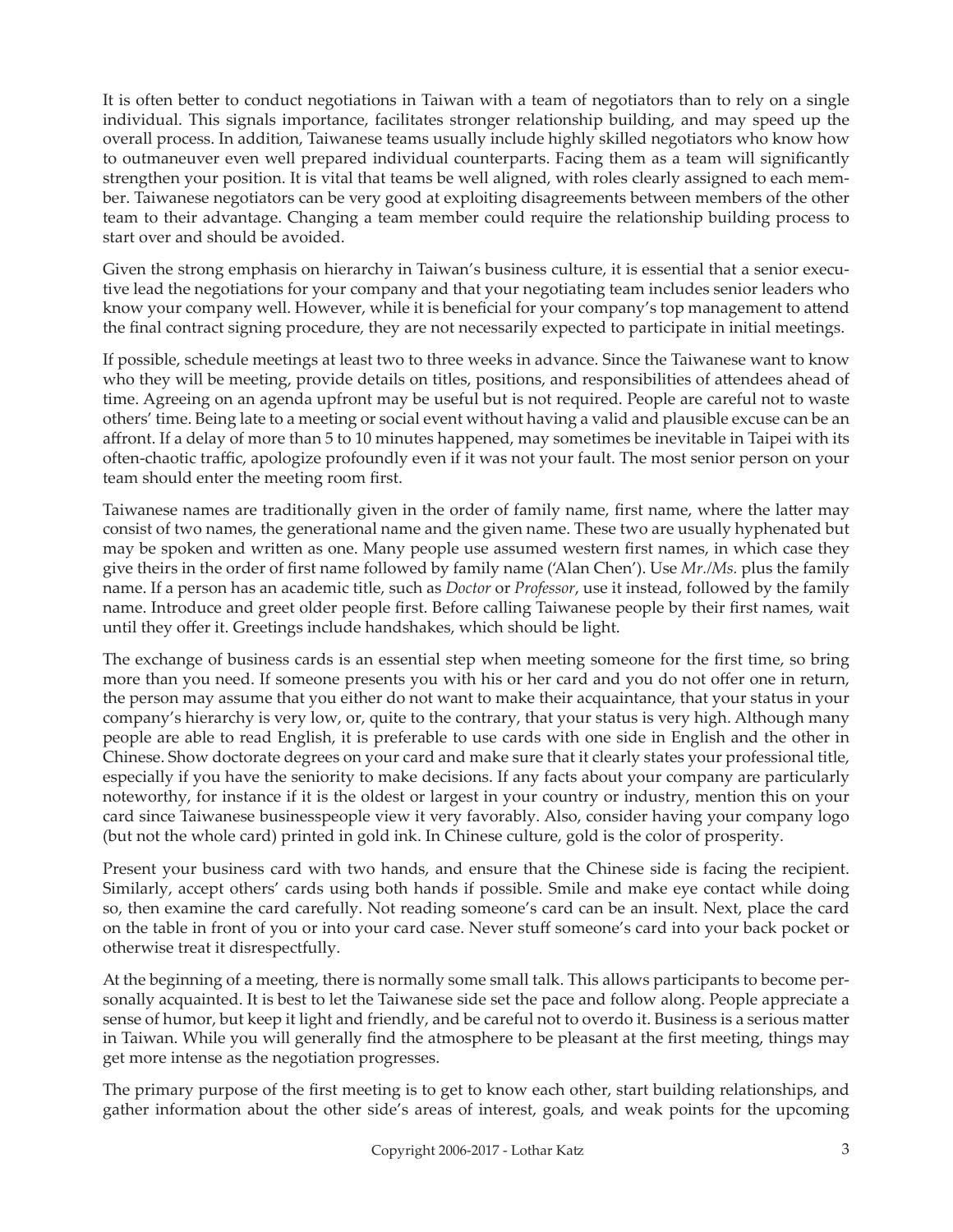It is often better to conduct negotiations in Taiwan with a team of negotiators than to rely on a single individual. This signals importance, facilitates stronger relationship building, and may speed up the overall process. In addition, Taiwanese teams usually include highly skilled negotiators who know how to outmaneuver even well prepared individual counterparts. Facing them as a team will significantly strengthen your position. It is vital that teams be well aligned, with roles clearly assigned to each member. Taiwanese negotiators can be very good at exploiting disagreements between members of the other team to their advantage. Changing a team member could require the relationship building process to start over and should be avoided.

Given the strong emphasis on hierarchy in Taiwan's business culture, it is essential that a senior executive lead the negotiations for your company and that your negotiating team includes senior leaders who know your company well. However, while it is beneficial for your company's top management to attend the final contract signing procedure, they are not necessarily expected to participate in initial meetings.

If possible, schedule meetings at least two to three weeks in advance. Since the Taiwanese want to know who they will be meeting, provide details on titles, positions, and responsibilities of attendees ahead of time. Agreeing on an agenda upfront may be useful but is not required. People are careful not to waste others' time. Being late to a meeting or social event without having a valid and plausible excuse can be an affront. If a delay of more than 5 to 10 minutes happened, may sometimes be inevitable in Taipei with its often-chaotic traffic, apologize profoundly even if it was not your fault. The most senior person on your team should enter the meeting room first.

Taiwanese names are traditionally given in the order of family name, first name, where the latter may consist of two names, the generational name and the given name. These two are usually hyphenated but may be spoken and written as one. Many people use assumed western first names, in which case they give theirs in the order of first name followed by family name ('Alan Chen'). Use *Mr./Ms.* plus the family name. If a person has an academic title, such as *Doctor* or *Professor*, use it instead, followed by the family name. Introduce and greet older people first. Before calling Taiwanese people by their first names, wait until they offer it. Greetings include handshakes, which should be light.

The exchange of business cards is an essential step when meeting someone for the first time, so bring more than you need. If someone presents you with his or her card and you do not offer one in return, the person may assume that you either do not want to make their acquaintance, that your status in your company's hierarchy is very low, or, quite to the contrary, that your status is very high. Although many people are able to read English, it is preferable to use cards with one side in English and the other in Chinese. Show doctorate degrees on your card and make sure that it clearly states your professional title, especially if you have the seniority to make decisions. If any facts about your company are particularly noteworthy, for instance if it is the oldest or largest in your country or industry, mention this on your card since Taiwanese businesspeople view it very favorably. Also, consider having your company logo (but not the whole card) printed in gold ink. In Chinese culture, gold is the color of prosperity.

Present your business card with two hands, and ensure that the Chinese side is facing the recipient. Similarly, accept others' cards using both hands if possible. Smile and make eye contact while doing so, then examine the card carefully. Not reading someone's card can be an insult. Next, place the card on the table in front of you or into your card case. Never stuff someone's card into your back pocket or otherwise treat it disrespectfully.

At the beginning of a meeting, there is normally some small talk. This allows participants to become personally acquainted. It is best to let the Taiwanese side set the pace and follow along. People appreciate a sense of humor, but keep it light and friendly, and be careful not to overdo it. Business is a serious matter in Taiwan. While you will generally find the atmosphere to be pleasant at the first meeting, things may get more intense as the negotiation progresses.

The primary purpose of the first meeting is to get to know each other, start building relationships, and gather information about the other side's areas of interest, goals, and weak points for the upcoming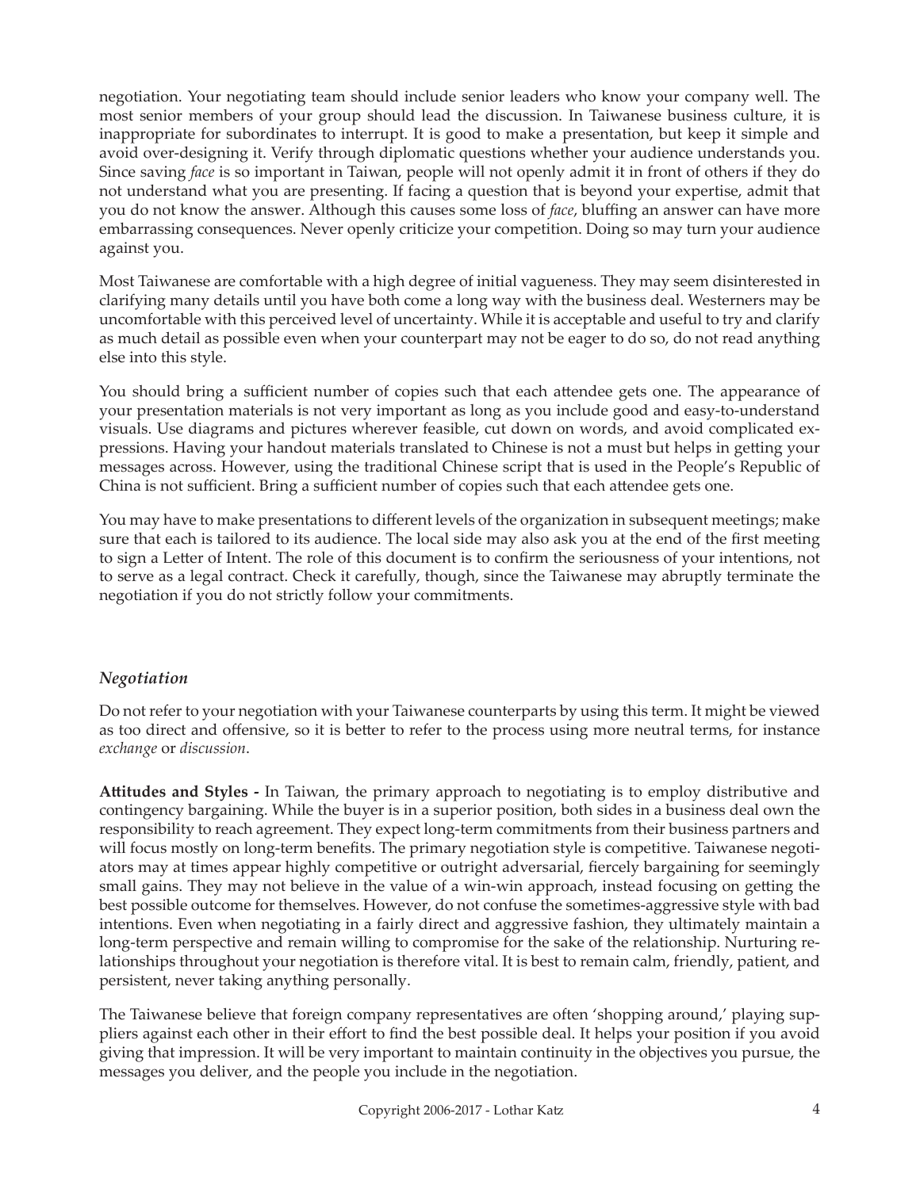negotiation. Your negotiating team should include senior leaders who know your company well. The most senior members of your group should lead the discussion. In Taiwanese business culture, it is inappropriate for subordinates to interrupt. It is good to make a presentation, but keep it simple and avoid over-designing it. Verify through diplomatic questions whether your audience understands you. Since saving *face* is so important in Taiwan, people will not openly admit it in front of others if they do not understand what you are presenting. If facing a question that is beyond your expertise, admit that you do not know the answer. Although this causes some loss of *face*, bluffing an answer can have more embarrassing consequences. Never openly criticize your competition. Doing so may turn your audience against you.

Most Taiwanese are comfortable with a high degree of initial vagueness. They may seem disinterested in clarifying many details until you have both come a long way with the business deal. Westerners may be uncomfortable with this perceived level of uncertainty. While it is acceptable and useful to try and clarify as much detail as possible even when your counterpart may not be eager to do so, do not read anything else into this style.

You should bring a sufficient number of copies such that each attendee gets one. The appearance of your presentation materials is not very important as long as you include good and easy-to-understand visuals. Use diagrams and pictures wherever feasible, cut down on words, and avoid complicated expressions. Having your handout materials translated to Chinese is not a must but helps in getting your messages across. However, using the traditional Chinese script that is used in the People's Republic of China is not sufficient. Bring a sufficient number of copies such that each attendee gets one.

You may have to make presentations to different levels of the organization in subsequent meetings; make sure that each is tailored to its audience. The local side may also ask you at the end of the first meeting to sign a Letter of Intent. The role of this document is to confirm the seriousness of your intentions, not to serve as a legal contract. Check it carefully, though, since the Taiwanese may abruptly terminate the negotiation if you do not strictly follow your commitments.

### *Negotiation*

Do not refer to your negotiation with your Taiwanese counterparts by using this term. It might be viewed as too direct and offensive, so it is better to refer to the process using more neutral terms, for instance *exchange* or *discussion*.

**Attitudes and Styles -** In Taiwan, the primary approach to negotiating is to employ distributive and contingency bargaining. While the buyer is in a superior position, both sides in a business deal own the responsibility to reach agreement. They expect long-term commitments from their business partners and will focus mostly on long-term benefits. The primary negotiation style is competitive. Taiwanese negotiators may at times appear highly competitive or outright adversarial, fiercely bargaining for seemingly small gains. They may not believe in the value of a win-win approach, instead focusing on getting the best possible outcome for themselves. However, do not confuse the sometimes-aggressive style with bad intentions. Even when negotiating in a fairly direct and aggressive fashion, they ultimately maintain a long-term perspective and remain willing to compromise for the sake of the relationship. Nurturing relationships throughout your negotiation is therefore vital. It is best to remain calm, friendly, patient, and persistent, never taking anything personally.

The Taiwanese believe that foreign company representatives are often 'shopping around,' playing suppliers against each other in their effort to find the best possible deal. It helps your position if you avoid giving that impression. It will be very important to maintain continuity in the objectives you pursue, the messages you deliver, and the people you include in the negotiation.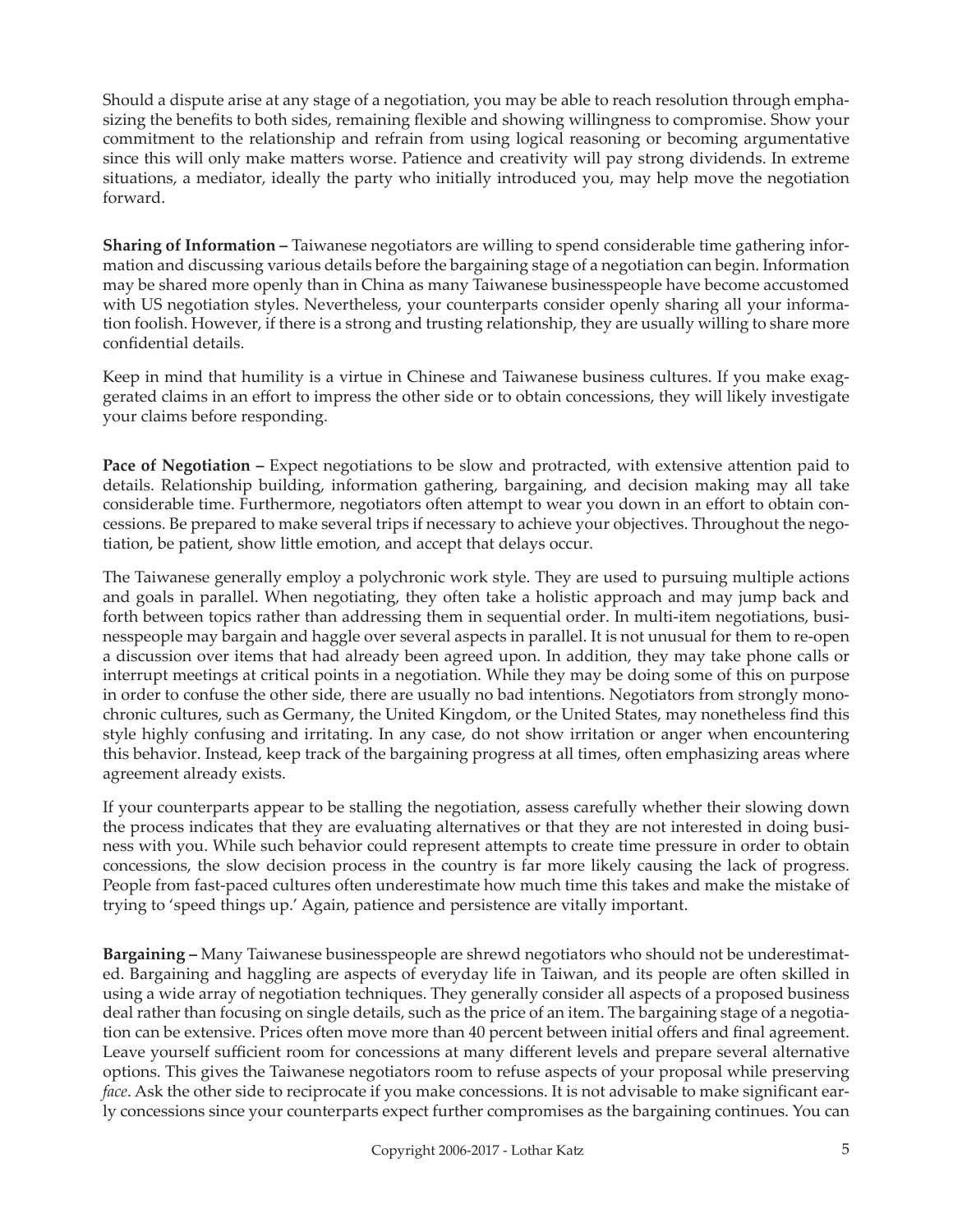Should a dispute arise at any stage of a negotiation, you may be able to reach resolution through emphasizing the benefits to both sides, remaining flexible and showing willingness to compromise. Show your commitment to the relationship and refrain from using logical reasoning or becoming argumentative since this will only make matters worse. Patience and creativity will pay strong dividends. In extreme situations, a mediator, ideally the party who initially introduced you, may help move the negotiation forward.

**Sharing of Information –** Taiwanese negotiators are willing to spend considerable time gathering information and discussing various details before the bargaining stage of a negotiation can begin. Information may be shared more openly than in China as many Taiwanese businesspeople have become accustomed with US negotiation styles. Nevertheless, your counterparts consider openly sharing all your information foolish. However, if there is a strong and trusting relationship, they are usually willing to share more confidential details.

Keep in mind that humility is a virtue in Chinese and Taiwanese business cultures. If you make exaggerated claims in an effort to impress the other side or to obtain concessions, they will likely investigate your claims before responding.

**Pace of Negotiation –** Expect negotiations to be slow and protracted, with extensive attention paid to details. Relationship building, information gathering, bargaining, and decision making may all take considerable time. Furthermore, negotiators often attempt to wear you down in an effort to obtain concessions. Be prepared to make several trips if necessary to achieve your objectives. Throughout the negotiation, be patient, show little emotion, and accept that delays occur.

The Taiwanese generally employ a polychronic work style. They are used to pursuing multiple actions and goals in parallel. When negotiating, they often take a holistic approach and may jump back and forth between topics rather than addressing them in sequential order. In multi-item negotiations, businesspeople may bargain and haggle over several aspects in parallel. It is not unusual for them to re-open a discussion over items that had already been agreed upon. In addition, they may take phone calls or interrupt meetings at critical points in a negotiation. While they may be doing some of this on purpose in order to confuse the other side, there are usually no bad intentions. Negotiators from strongly monochronic cultures, such as Germany, the United Kingdom, or the United States, may nonetheless find this style highly confusing and irritating. In any case, do not show irritation or anger when encountering this behavior. Instead, keep track of the bargaining progress at all times, often emphasizing areas where agreement already exists.

If your counterparts appear to be stalling the negotiation, assess carefully whether their slowing down the process indicates that they are evaluating alternatives or that they are not interested in doing business with you. While such behavior could represent attempts to create time pressure in order to obtain concessions, the slow decision process in the country is far more likely causing the lack of progress. People from fast-paced cultures often underestimate how much time this takes and make the mistake of trying to 'speed things up.' Again, patience and persistence are vitally important.

**Bargaining –** Many Taiwanese businesspeople are shrewd negotiators who should not be underestimated. Bargaining and haggling are aspects of everyday life in Taiwan, and its people are often skilled in using a wide array of negotiation techniques. They generally consider all aspects of a proposed business deal rather than focusing on single details, such as the price of an item. The bargaining stage of a negotiation can be extensive. Prices often move more than 40 percent between initial offers and final agreement. Leave yourself sufficient room for concessions at many different levels and prepare several alternative options. This gives the Taiwanese negotiators room to refuse aspects of your proposal while preserving *face*. Ask the other side to reciprocate if you make concessions. It is not advisable to make significant early concessions since your counterparts expect further compromises as the bargaining continues. You can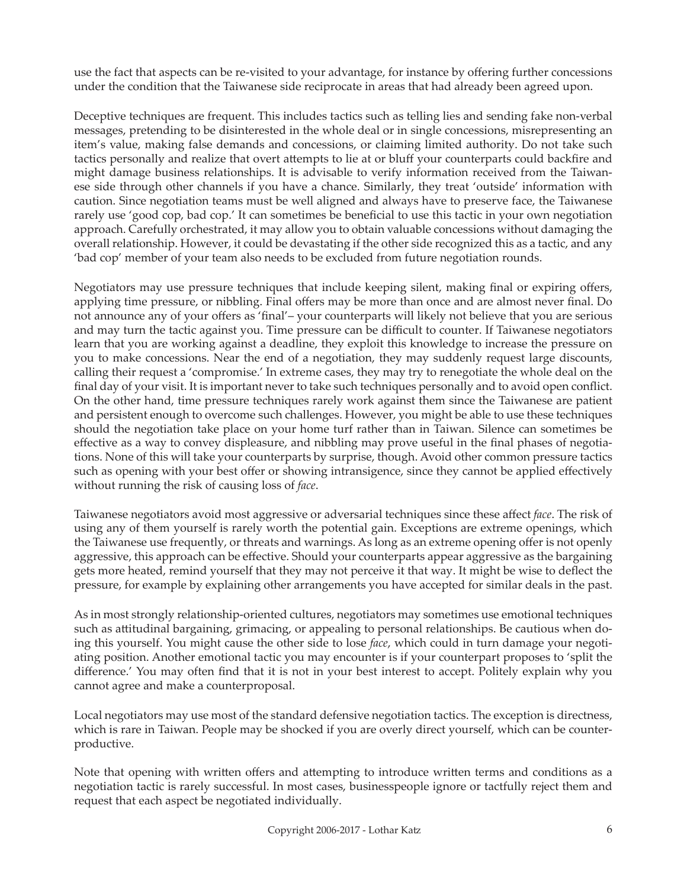use the fact that aspects can be re-visited to your advantage, for instance by offering further concessions under the condition that the Taiwanese side reciprocate in areas that had already been agreed upon.

Deceptive techniques are frequent. This includes tactics such as telling lies and sending fake non-verbal messages, pretending to be disinterested in the whole deal or in single concessions, misrepresenting an item's value, making false demands and concessions, or claiming limited authority. Do not take such tactics personally and realize that overt attempts to lie at or bluff your counterparts could backfire and might damage business relationships. It is advisable to verify information received from the Taiwanese side through other channels if you have a chance. Similarly, they treat 'outside' information with caution. Since negotiation teams must be well aligned and always have to preserve face, the Taiwanese rarely use 'good cop, bad cop.' It can sometimes be beneficial to use this tactic in your own negotiation approach. Carefully orchestrated, it may allow you to obtain valuable concessions without damaging the overall relationship. However, it could be devastating if the other side recognized this as a tactic, and any 'bad cop' member of your team also needs to be excluded from future negotiation rounds.

Negotiators may use pressure techniques that include keeping silent, making final or expiring offers, applying time pressure, or nibbling. Final offers may be more than once and are almost never final. Do not announce any of your offers as 'final'– your counterparts will likely not believe that you are serious and may turn the tactic against you. Time pressure can be difficult to counter. If Taiwanese negotiators learn that you are working against a deadline, they exploit this knowledge to increase the pressure on you to make concessions. Near the end of a negotiation, they may suddenly request large discounts, calling their request a 'compromise.' In extreme cases, they may try to renegotiate the whole deal on the final day of your visit. It is important never to take such techniques personally and to avoid open conflict. On the other hand, time pressure techniques rarely work against them since the Taiwanese are patient and persistent enough to overcome such challenges. However, you might be able to use these techniques should the negotiation take place on your home turf rather than in Taiwan. Silence can sometimes be effective as a way to convey displeasure, and nibbling may prove useful in the final phases of negotiations. None of this will take your counterparts by surprise, though. Avoid other common pressure tactics such as opening with your best offer or showing intransigence, since they cannot be applied effectively without running the risk of causing loss of *face*.

Taiwanese negotiators avoid most aggressive or adversarial techniques since these affect *face*. The risk of using any of them yourself is rarely worth the potential gain. Exceptions are extreme openings, which the Taiwanese use frequently, or threats and warnings. As long as an extreme opening offer is not openly aggressive, this approach can be effective. Should your counterparts appear aggressive as the bargaining gets more heated, remind yourself that they may not perceive it that way. It might be wise to deflect the pressure, for example by explaining other arrangements you have accepted for similar deals in the past.

As in most strongly relationship-oriented cultures, negotiators may sometimes use emotional techniques such as attitudinal bargaining, grimacing, or appealing to personal relationships. Be cautious when doing this yourself. You might cause the other side to lose *face*, which could in turn damage your negotiating position. Another emotional tactic you may encounter is if your counterpart proposes to 'split the difference.' You may often find that it is not in your best interest to accept. Politely explain why you cannot agree and make a counterproposal.

Local negotiators may use most of the standard defensive negotiation tactics. The exception is directness, which is rare in Taiwan. People may be shocked if you are overly direct yourself, which can be counterproductive.

Note that opening with written offers and attempting to introduce written terms and conditions as a negotiation tactic is rarely successful. In most cases, businesspeople ignore or tactfully reject them and request that each aspect be negotiated individually.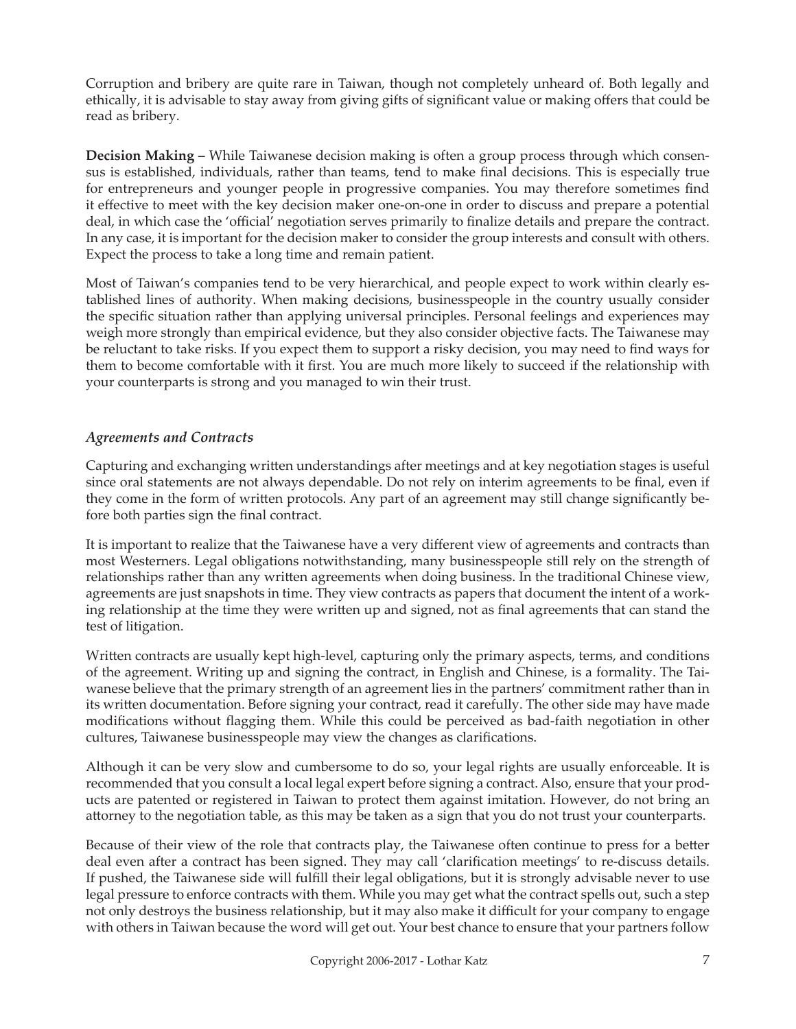Corruption and bribery are quite rare in Taiwan, though not completely unheard of. Both legally and ethically, it is advisable to stay away from giving gifts of significant value or making offers that could be read as bribery.

**Decision Making –** While Taiwanese decision making is often a group process through which consensus is established, individuals, rather than teams, tend to make final decisions. This is especially true for entrepreneurs and younger people in progressive companies. You may therefore sometimes find it effective to meet with the key decision maker one-on-one in order to discuss and prepare a potential deal, in which case the 'official' negotiation serves primarily to finalize details and prepare the contract. In any case, it is important for the decision maker to consider the group interests and consult with others. Expect the process to take a long time and remain patient.

Most of Taiwan's companies tend to be very hierarchical, and people expect to work within clearly established lines of authority. When making decisions, businesspeople in the country usually consider the specific situation rather than applying universal principles. Personal feelings and experiences may weigh more strongly than empirical evidence, but they also consider objective facts. The Taiwanese may be reluctant to take risks. If you expect them to support a risky decision, you may need to find ways for them to become comfortable with it first. You are much more likely to succeed if the relationship with your counterparts is strong and you managed to win their trust.

### *Agreements and Contracts*

Capturing and exchanging written understandings after meetings and at key negotiation stages is useful since oral statements are not always dependable. Do not rely on interim agreements to be final, even if they come in the form of written protocols. Any part of an agreement may still change significantly before both parties sign the final contract.

It is important to realize that the Taiwanese have a very different view of agreements and contracts than most Westerners. Legal obligations notwithstanding, many businesspeople still rely on the strength of relationships rather than any written agreements when doing business. In the traditional Chinese view, agreements are just snapshots in time. They view contracts as papers that document the intent of a working relationship at the time they were written up and signed, not as final agreements that can stand the test of litigation.

Written contracts are usually kept high-level, capturing only the primary aspects, terms, and conditions of the agreement. Writing up and signing the contract, in English and Chinese, is a formality. The Taiwanese believe that the primary strength of an agreement lies in the partners' commitment rather than in its written documentation. Before signing your contract, read it carefully. The other side may have made modifications without flagging them. While this could be perceived as bad-faith negotiation in other cultures, Taiwanese businesspeople may view the changes as clarifications.

Although it can be very slow and cumbersome to do so, your legal rights are usually enforceable. It is recommended that you consult a local legal expert before signing a contract. Also, ensure that your products are patented or registered in Taiwan to protect them against imitation. However, do not bring an attorney to the negotiation table, as this may be taken as a sign that you do not trust your counterparts.

Because of their view of the role that contracts play, the Taiwanese often continue to press for a better deal even after a contract has been signed. They may call 'clarification meetings' to re-discuss details. If pushed, the Taiwanese side will fulfill their legal obligations, but it is strongly advisable never to use legal pressure to enforce contracts with them. While you may get what the contract spells out, such a step not only destroys the business relationship, but it may also make it difficult for your company to engage with others in Taiwan because the word will get out. Your best chance to ensure that your partners follow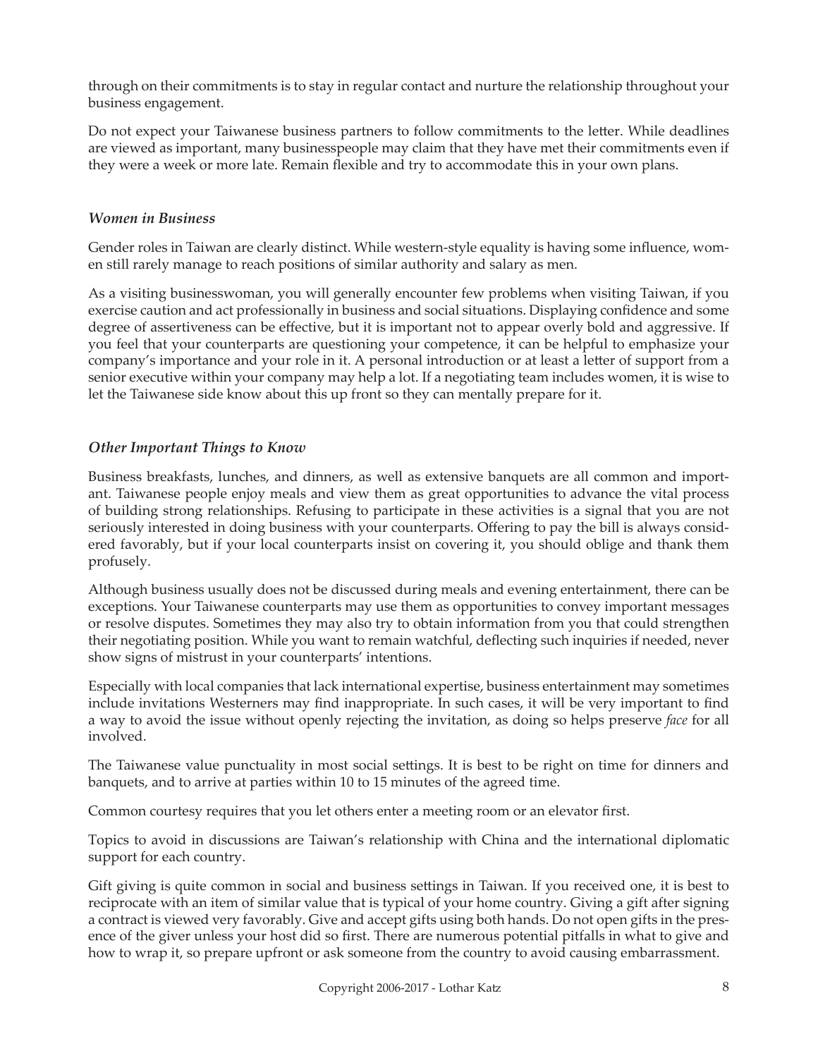through on their commitments is to stay in regular contact and nurture the relationship throughout your business engagement.

Do not expect your Taiwanese business partners to follow commitments to the letter. While deadlines are viewed as important, many businesspeople may claim that they have met their commitments even if they were a week or more late. Remain flexible and try to accommodate this in your own plans.

### *Women in Business*

Gender roles in Taiwan are clearly distinct. While western-style equality is having some influence, women still rarely manage to reach positions of similar authority and salary as men.

As a visiting businesswoman, you will generally encounter few problems when visiting Taiwan, if you exercise caution and act professionally in business and social situations. Displaying confidence and some degree of assertiveness can be effective, but it is important not to appear overly bold and aggressive. If you feel that your counterparts are questioning your competence, it can be helpful to emphasize your company's importance and your role in it. A personal introduction or at least a letter of support from a senior executive within your company may help a lot. If a negotiating team includes women, it is wise to let the Taiwanese side know about this up front so they can mentally prepare for it.

### *Other Important Things to Know*

Business breakfasts, lunches, and dinners, as well as extensive banquets are all common and important. Taiwanese people enjoy meals and view them as great opportunities to advance the vital process of building strong relationships. Refusing to participate in these activities is a signal that you are not seriously interested in doing business with your counterparts. Offering to pay the bill is always considered favorably, but if your local counterparts insist on covering it, you should oblige and thank them profusely.

Although business usually does not be discussed during meals and evening entertainment, there can be exceptions. Your Taiwanese counterparts may use them as opportunities to convey important messages or resolve disputes. Sometimes they may also try to obtain information from you that could strengthen their negotiating position. While you want to remain watchful, deflecting such inquiries if needed, never show signs of mistrust in your counterparts' intentions.

Especially with local companies that lack international expertise, business entertainment may sometimes include invitations Westerners may find inappropriate. In such cases, it will be very important to find a way to avoid the issue without openly rejecting the invitation, as doing so helps preserve *face* for all involved.

The Taiwanese value punctuality in most social settings. It is best to be right on time for dinners and banquets, and to arrive at parties within 10 to 15 minutes of the agreed time.

Common courtesy requires that you let others enter a meeting room or an elevator first.

Topics to avoid in discussions are Taiwan's relationship with China and the international diplomatic support for each country.

Gift giving is quite common in social and business settings in Taiwan. If you received one, it is best to reciprocate with an item of similar value that is typical of your home country. Giving a gift after signing a contract is viewed very favorably. Give and accept gifts using both hands. Do not open gifts in the presence of the giver unless your host did so first. There are numerous potential pitfalls in what to give and how to wrap it, so prepare upfront or ask someone from the country to avoid causing embarrassment.

Copyright 2006-2017 - Lothar Katz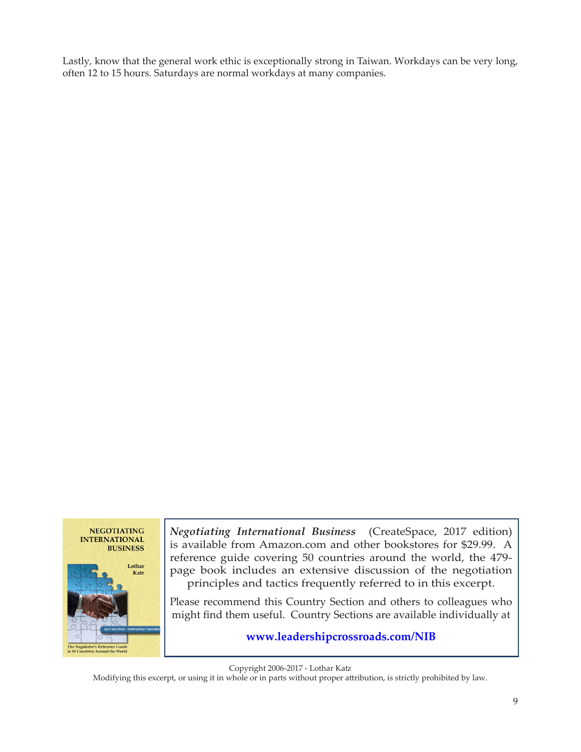Lastly, know that the general work ethic is exceptionally strong in Taiwan. Workdays can be very long, often 12 to 15 hours. Saturdays are normal workdays at many companies.

NEGOTIATING INTERNATIONAL BUSINESS

Lothar Katz

2017 EDITION - COMPLETELY REVISED

The Negotiator's Reference Guide to 50 Countries Around the World

*Negotiating International Business* (CreateSpace, 2017 edition) is available from Amazon.com and other bookstores for $29.99. A reference guide covering 50 countries around the world, the 479-page book includes an extensive discussion of the negotiation principles and tactics frequently referred to in this excerpt.

Please recommend this Country Section and others to colleagues who might find them useful. Country Sections are available individually at

**www.leadershipcrossroads.com/NIB**

Copyright 2006-2017 - Lothar Katz

Modifying this excerpt, or using it in whole or in parts without proper attribution, is strictly prohibited by law.